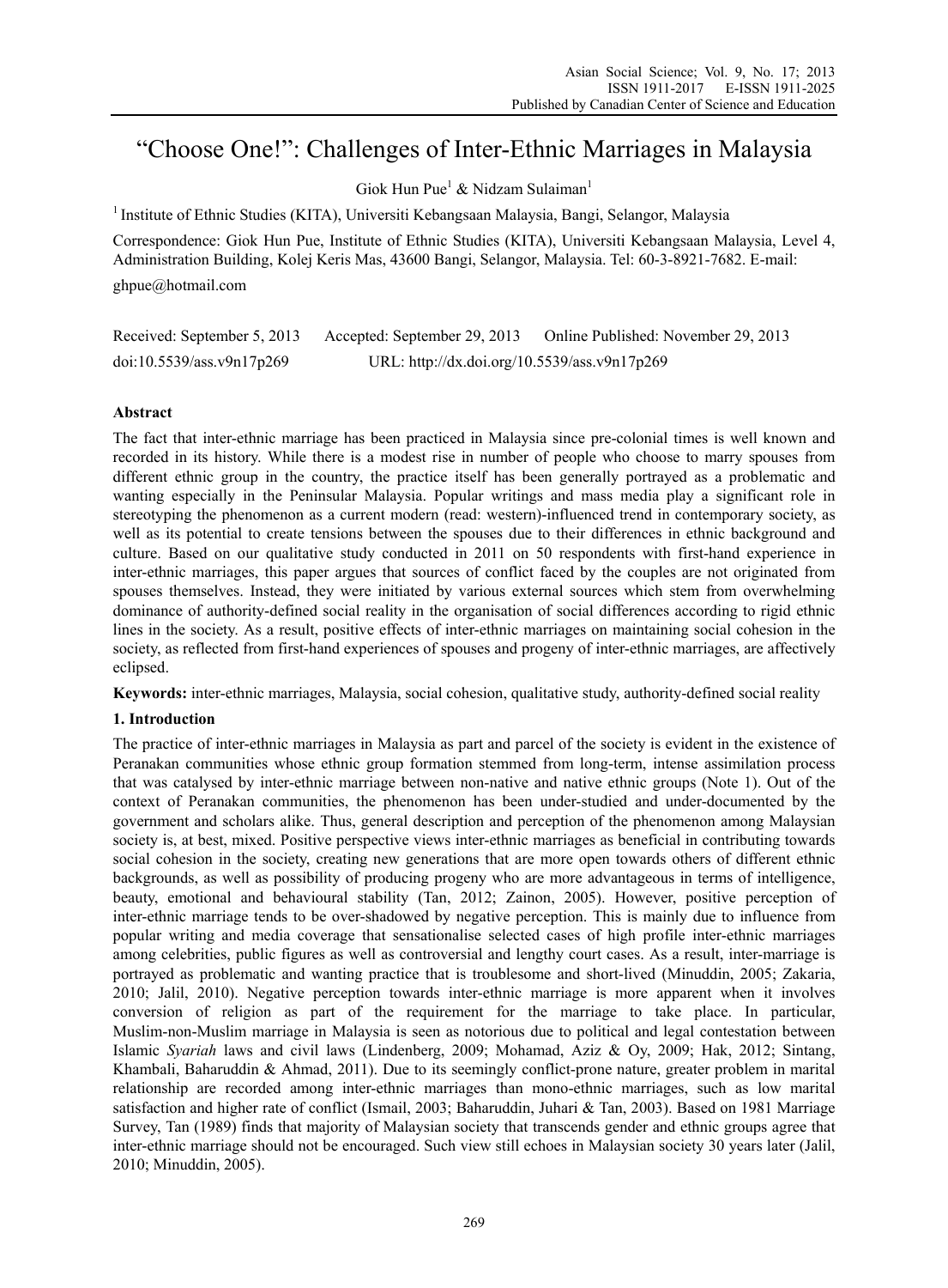# "Choose One!": Challenges of Inter-Ethnic Marriages in Malaysia

Giok Hun Pue[1] & Nidzam Sulaiman[1]

[1] Institute of Ethnic Studies (KITA), Universiti Kebangsaan Malaysia, Bangi, Selangor, Malaysia

Correspondence: Giok Hun Pue, Institute of Ethnic Studies (KITA), Universiti Kebangsaan Malaysia, Level 4, Administration Building, Kolej Keris Mas, 43600 Bangi, Selangor, Malaysia. Tel: 60-3-8921-7682. E-mail: ghpue@hotmail.com

Received: September 5, 2013 Accepted: September 29, 2013 Online Published: November 29, 2013

doi:10.5539/ass.v9n17p269 URL: http://dx.doi.org/10.5539/ass.v9n17p269

## Abstract

The fact that inter-ethnic marriage has been practiced in Malaysia since pre-colonial times is well known and recorded in its history. While there is a modest rise in number of people who choose to marry spouses from different ethnic group in the country, the practice itself has been generally portrayed as a problematic and wanting especially in the Peninsular Malaysia. Popular writings and mass media play a significant role in stereotyping the phenomenon as a current modern (read: western)-influenced trend in contemporary society, as well as its potential to create tensions between the spouses due to their differences in ethnic background and culture. Based on our qualitative study conducted in 2011 on 50 respondents with first-hand experience in inter-ethnic marriages, this paper argues that sources of conflict faced by the couples are not originated from spouses themselves. Instead, they were initiated by various external sources which stem from overwhelming dominance of authority-defined social reality in the organisation of social differences according to rigid ethnic lines in the society. As a result, positive effects of inter-ethnic marriages on maintaining social cohesion in the society, as reflected from first-hand experiences of spouses and progeny of inter-ethnic marriages, are affectively eclipsed.

**Keywords:** inter-ethnic marriages, Malaysia, social cohesion, qualitative study, authority-defined social reality

## 1. Introduction

The practice of inter-ethnic marriages in Malaysia as part and parcel of the society is evident in the existence of Peranakan communities whose ethnic group formation stemmed from long-term, intense assimilation process that was catalysed by inter-ethnic marriage between non-native and native ethnic groups (Note 1). Out of the context of Peranakan communities, the phenomenon has been under-studied and under-documented by the government and scholars alike. Thus, general description and perception of the phenomenon among Malaysian society is, at best, mixed. Positive perspective views inter-ethnic marriages as beneficial in contributing towards social cohesion in the society, creating new generations that are more open towards others of different ethnic backgrounds, as well as possibility of producing progeny who are more advantageous in terms of intelligence, beauty, emotional and behavioural stability (Tan, 2012; Zainon, 2005). However, positive perception of inter-ethnic marriage tends to be over-shadowed by negative perception. This is mainly due to influence from popular writing and media coverage that sensationalise selected cases of high profile inter-ethnic marriages among celebrities, public figures as well as controversial and lengthy court cases. As a result, inter-marriage is portrayed as problematic and wanting practice that is troublesome and short-lived (Minuddin, 2005; Zakaria, 2010; Jalil, 2010). Negative perception towards inter-ethnic marriage is more apparent when it involves conversion of religion as part of the requirement for the marriage to take place. In particular, Muslim-non-Muslim marriage in Malaysia is seen as notorious due to political and legal contestation between Islamic *Syariah* laws and civil laws (Lindenberg, 2009; Mohamad, Aziz & Oy, 2009; Hak, 2012; Sintang, Khambali, Baharuddin & Ahmad, 2011). Due to its seemingly conflict-prone nature, greater problem in marital relationship are recorded among inter-ethnic marriages than mono-ethnic marriages, such as low marital satisfaction and higher rate of conflict (Ismail, 2003; Baharuddin, Juhari & Tan, 2003). Based on 1981 Marriage Survey, Tan (1989) finds that majority of Malaysian society that transcends gender and ethnic groups agree that inter-ethnic marriage should not be encouraged. Such view still echoes in Malaysian society 30 years later (Jalil, 2010; Minuddin, 2005).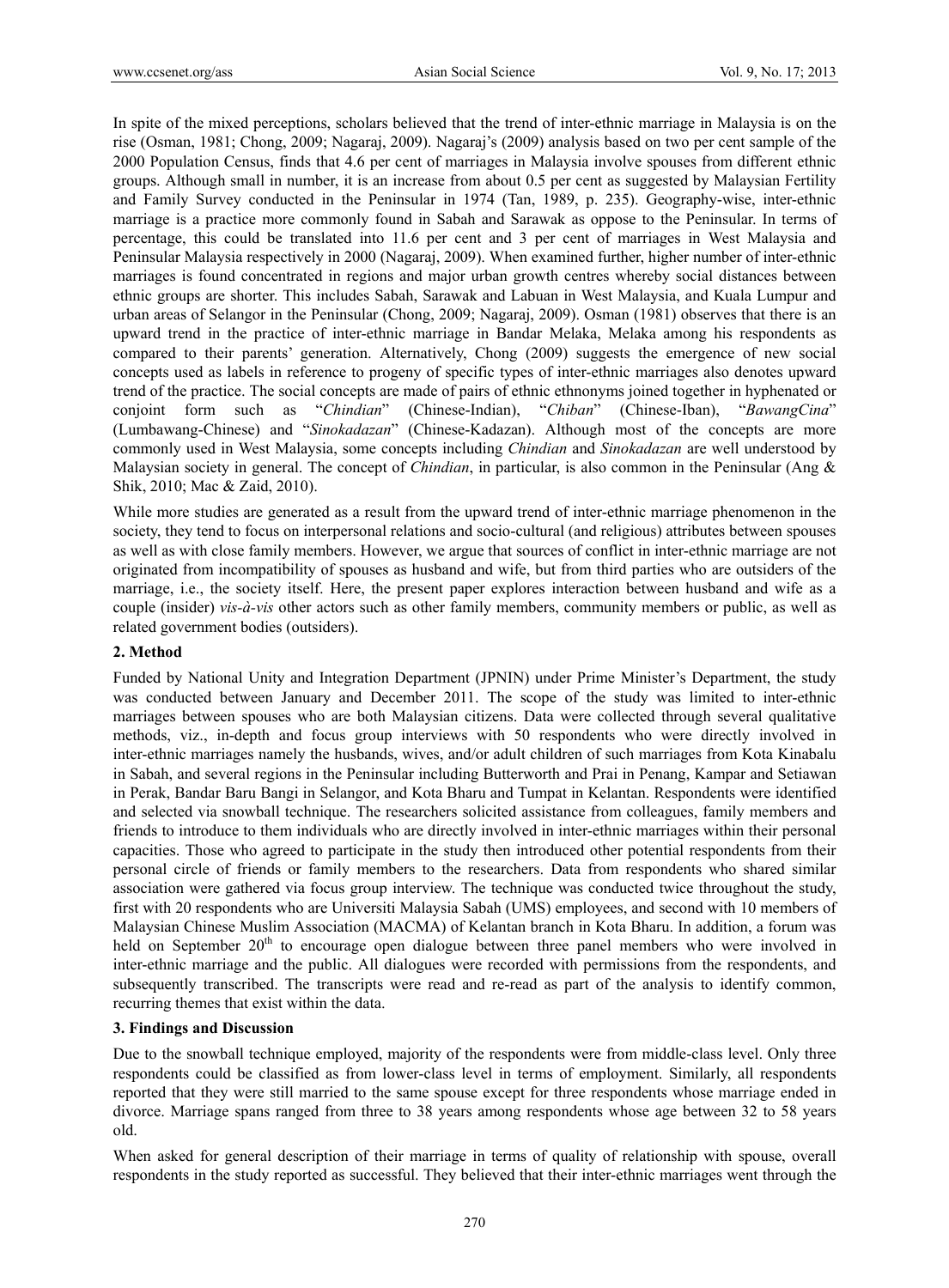In spite of the mixed perceptions, scholars believed that the trend of inter-ethnic marriage in Malaysia is on the rise (Osman, 1981; Chong, 2009; Nagaraj, 2009). Nagaraj's (2009) analysis based on two per cent sample of the 2000 Population Census, finds that 4.6 per cent of marriages in Malaysia involve spouses from different ethnic groups. Although small in number, it is an increase from about 0.5 per cent as suggested by Malaysian Fertility and Family Survey conducted in the Peninsular in 1974 (Tan, 1989, p. 235). Geography-wise, inter-ethnic marriage is a practice more commonly found in Sabah and Sarawak as oppose to the Peninsular. In terms of percentage, this could be translated into 11.6 per cent and 3 per cent of marriages in West Malaysia and Peninsular Malaysia respectively in 2000 (Nagaraj, 2009). When examined further, higher number of inter-ethnic marriages is found concentrated in regions and major urban growth centres whereby social distances between ethnic groups are shorter. This includes Sabah, Sarawak and Labuan in West Malaysia, and Kuala Lumpur and urban areas of Selangor in the Peninsular (Chong, 2009; Nagaraj, 2009). Osman (1981) observes that there is an upward trend in the practice of inter-ethnic marriage in Bandar Melaka, Melaka among his respondents as compared to their parents' generation. Alternatively, Chong (2009) suggests the emergence of new social concepts used as labels in reference to progeny of specific types of inter-ethnic marriages also denotes upward trend of the practice. The social concepts are made of pairs of ethnic ethnonyms joined together in hyphenated or conjoint form such as "*Chindian*" (Chinese-Indian), "*Chiban*" (Chinese-Iban), "*BawangCina*" (Lumbawang-Chinese) and "*Sinokadazan*" (Chinese-Kadazan). Although most of the concepts are more commonly used in West Malaysia, some concepts including *Chindian* and *Sinokadazan* are well understood by Malaysian society in general. The concept of *Chindian*, in particular, is also common in the Peninsular (Ang & Shik, 2010; Mac & Zaid, 2010).

While more studies are generated as a result from the upward trend of inter-ethnic marriage phenomenon in the society, they tend to focus on interpersonal relations and socio-cultural (and religious) attributes between spouses as well as with close family members. However, we argue that sources of conflict in inter-ethnic marriage are not originated from incompatibility of spouses as husband and wife, but from third parties who are outsiders of the marriage, i.e., the society itself. Here, the present paper explores interaction between husband and wife as a couple (insider) *vis-à-vis* other actors such as other family members, community members or public, as well as related government bodies (outsiders).

## 2. Method

Funded by National Unity and Integration Department (JPNIN) under Prime Minister's Department, the study was conducted between January and December 2011. The scope of the study was limited to inter-ethnic marriages between spouses who are both Malaysian citizens. Data were collected through several qualitative methods, viz., in-depth and focus group interviews with 50 respondents who were directly involved in inter-ethnic marriages namely the husbands, wives, and/or adult children of such marriages from Kota Kinabalu in Sabah, and several regions in the Peninsular including Butterworth and Prai in Penang, Kampar and Setiawan in Perak, Bandar Baru Bangi in Selangor, and Kota Bharu and Tumpat in Kelantan. Respondents were identified and selected via snowball technique. The researchers solicited assistance from colleagues, family members and friends to introduce to them individuals who are directly involved in inter-ethnic marriages within their personal capacities. Those who agreed to participate in the study then introduced other potential respondents from their personal circle of friends or family members to the researchers. Data from respondents who shared similar association were gathered via focus group interview. The technique was conducted twice throughout the study, first with 20 respondents who are Universiti Malaysia Sabah (UMS) employees, and second with 10 members of Malaysian Chinese Muslim Association (MACMA) of Kelantan branch in Kota Bharu. In addition, a forum was held on September 20th to encourage open dialogue between three panel members who were involved in inter-ethnic marriage and the public. All dialogues were recorded with permissions from the respondents, and subsequently transcribed. The transcripts were read and re-read as part of the analysis to identify common, recurring themes that exist within the data.

## 3. Findings and Discussion

Due to the snowball technique employed, majority of the respondents were from middle-class level. Only three respondents could be classified as from lower-class level in terms of employment. Similarly, all respondents reported that they were still married to the same spouse except for three respondents whose marriage ended in divorce. Marriage spans ranged from three to 38 years among respondents whose age between 32 to 58 years old.

When asked for general description of their marriage in terms of quality of relationship with spouse, overall respondents in the study reported as successful. They believed that their inter-ethnic marriages went through the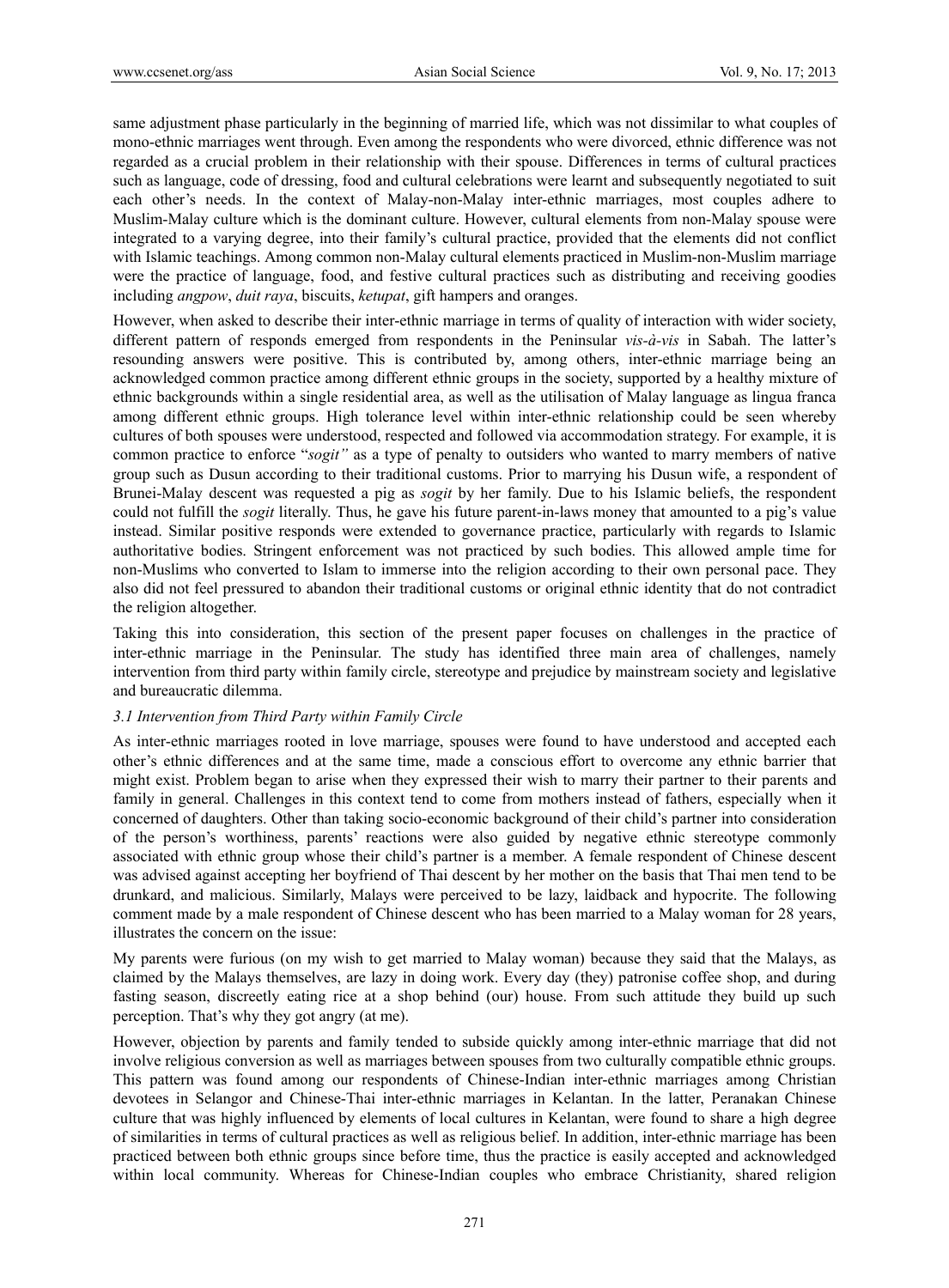same adjustment phase particularly in the beginning of married life, which was not dissimilar to what couples of mono-ethnic marriages went through. Even among the respondents who were divorced, ethnic difference was not regarded as a crucial problem in their relationship with their spouse. Differences in terms of cultural practices such as language, code of dressing, food and cultural celebrations were learnt and subsequently negotiated to suit each other's needs. In the context of Malay-non-Malay inter-ethnic marriages, most couples adhere to Muslim-Malay culture which is the dominant culture. However, cultural elements from non-Malay spouse were integrated to a varying degree, into their family's cultural practice, provided that the elements did not conflict with Islamic teachings. Among common non-Malay cultural elements practiced in Muslim-non-Muslim marriage were the practice of language, food, and festive cultural practices such as distributing and receiving goodies including *angpow*, *duit raya*, biscuits, *ketupat*, gift hampers and oranges.

However, when asked to describe their inter-ethnic marriage in terms of quality of interaction with wider society, different pattern of responds emerged from respondents in the Peninsular *vis-à-vis* in Sabah. The latter's resounding answers were positive. This is contributed by, among others, inter-ethnic marriage being an acknowledged common practice among different ethnic groups in the society, supported by a healthy mixture of ethnic backgrounds within a single residential area, as well as the utilisation of Malay language as lingua franca among different ethnic groups. High tolerance level within inter-ethnic relationship could be seen whereby cultures of both spouses were understood, respected and followed via accommodation strategy. For example, it is common practice to enforce "*sogit"* as a type of penalty to outsiders who wanted to marry members of native group such as Dusun according to their traditional customs. Prior to marrying his Dusun wife, a respondent of Brunei-Malay descent was requested a pig as *sogit* by her family. Due to his Islamic beliefs, the respondent could not fulfill the *sogit* literally. Thus, he gave his future parent-in-laws money that amounted to a pig's value instead. Similar positive responds were extended to governance practice, particularly with regards to Islamic authoritative bodies. Stringent enforcement was not practiced by such bodies. This allowed ample time for non-Muslims who converted to Islam to immerse into the religion according to their own personal pace. They also did not feel pressured to abandon their traditional customs or original ethnic identity that do not contradict the religion altogether.

Taking this into consideration, this section of the present paper focuses on challenges in the practice of inter-ethnic marriage in the Peninsular. The study has identified three main area of challenges, namely intervention from third party within family circle, stereotype and prejudice by mainstream society and legislative and bureaucratic dilemma.

### *3.1 Intervention from Third Party within Family Circle*

As inter-ethnic marriages rooted in love marriage, spouses were found to have understood and accepted each other's ethnic differences and at the same time, made a conscious effort to overcome any ethnic barrier that might exist. Problem began to arise when they expressed their wish to marry their partner to their parents and family in general. Challenges in this context tend to come from mothers instead of fathers, especially when it concerned of daughters. Other than taking socio-economic background of their child's partner into consideration of the person's worthiness, parents' reactions were also guided by negative ethnic stereotype commonly associated with ethnic group whose their child's partner is a member. A female respondent of Chinese descent was advised against accepting her boyfriend of Thai descent by her mother on the basis that Thai men tend to be drunkard, and malicious. Similarly, Malays were perceived to be lazy, laidback and hypocrite. The following comment made by a male respondent of Chinese descent who has been married to a Malay woman for 28 years, illustrates the concern on the issue:

My parents were furious (on my wish to get married to Malay woman) because they said that the Malays, as claimed by the Malays themselves, are lazy in doing work. Every day (they) patronise coffee shop, and during fasting season, discreetly eating rice at a shop behind (our) house. From such attitude they build up such perception. That's why they got angry (at me).

However, objection by parents and family tended to subside quickly among inter-ethnic marriage that did not involve religious conversion as well as marriages between spouses from two culturally compatible ethnic groups. This pattern was found among our respondents of Chinese-Indian inter-ethnic marriages among Christian devotees in Selangor and Chinese-Thai inter-ethnic marriages in Kelantan. In the latter, Peranakan Chinese culture that was highly influenced by elements of local cultures in Kelantan, were found to share a high degree of similarities in terms of cultural practices as well as religious belief. In addition, inter-ethnic marriage has been practiced between both ethnic groups since before time, thus the practice is easily accepted and acknowledged within local community. Whereas for Chinese-Indian couples who embrace Christianity, shared religion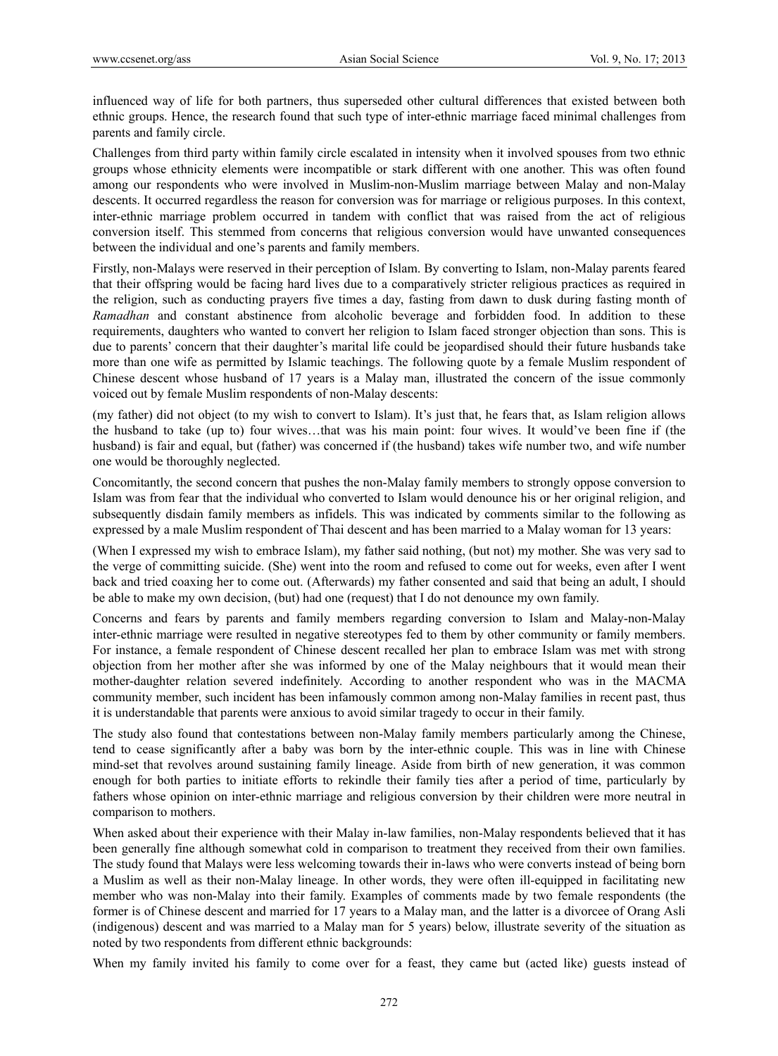influenced way of life for both partners, thus superseded other cultural differences that existed between both ethnic groups. Hence, the research found that such type of inter-ethnic marriage faced minimal challenges from parents and family circle.

Challenges from third party within family circle escalated in intensity when it involved spouses from two ethnic groups whose ethnicity elements were incompatible or stark different with one another. This was often found among our respondents who were involved in Muslim-non-Muslim marriage between Malay and non-Malay descents. It occurred regardless the reason for conversion was for marriage or religious purposes. In this context, inter-ethnic marriage problem occurred in tandem with conflict that was raised from the act of religious conversion itself. This stemmed from concerns that religious conversion would have unwanted consequences between the individual and one's parents and family members.

Firstly, non-Malays were reserved in their perception of Islam. By converting to Islam, non-Malay parents feared that their offspring would be facing hard lives due to a comparatively stricter religious practices as required in the religion, such as conducting prayers five times a day, fasting from dawn to dusk during fasting month of *Ramadhan* and constant abstinence from alcoholic beverage and forbidden food. In addition to these requirements, daughters who wanted to convert her religion to Islam faced stronger objection than sons. This is due to parents' concern that their daughter's marital life could be jeopardised should their future husbands take more than one wife as permitted by Islamic teachings. The following quote by a female Muslim respondent of Chinese descent whose husband of 17 years is a Malay man, illustrated the concern of the issue commonly voiced out by female Muslim respondents of non-Malay descents:

(my father) did not object (to my wish to convert to Islam). It's just that, he fears that, as Islam religion allows the husband to take (up to) four wives…that was his main point: four wives. It would've been fine if (the husband) is fair and equal, but (father) was concerned if (the husband) takes wife number two, and wife number one would be thoroughly neglected.

Concomitantly, the second concern that pushes the non-Malay family members to strongly oppose conversion to Islam was from fear that the individual who converted to Islam would denounce his or her original religion, and subsequently disdain family members as infidels. This was indicated by comments similar to the following as expressed by a male Muslim respondent of Thai descent and has been married to a Malay woman for 13 years:

(When I expressed my wish to embrace Islam), my father said nothing, (but not) my mother. She was very sad to the verge of committing suicide. (She) went into the room and refused to come out for weeks, even after I went back and tried coaxing her to come out. (Afterwards) my father consented and said that being an adult, I should be able to make my own decision, (but) had one (request) that I do not denounce my own family.

Concerns and fears by parents and family members regarding conversion to Islam and Malay-non-Malay inter-ethnic marriage were resulted in negative stereotypes fed to them by other community or family members. For instance, a female respondent of Chinese descent recalled her plan to embrace Islam was met with strong objection from her mother after she was informed by one of the Malay neighbours that it would mean their mother-daughter relation severed indefinitely. According to another respondent who was in the MACMA community member, such incident has been infamously common among non-Malay families in recent past, thus it is understandable that parents were anxious to avoid similar tragedy to occur in their family.

The study also found that contestations between non-Malay family members particularly among the Chinese, tend to cease significantly after a baby was born by the inter-ethnic couple. This was in line with Chinese mind-set that revolves around sustaining family lineage. Aside from birth of new generation, it was common enough for both parties to initiate efforts to rekindle their family ties after a period of time, particularly by fathers whose opinion on inter-ethnic marriage and religious conversion by their children were more neutral in comparison to mothers.

When asked about their experience with their Malay in-law families, non-Malay respondents believed that it has been generally fine although somewhat cold in comparison to treatment they received from their own families. The study found that Malays were less welcoming towards their in-laws who were converts instead of being born a Muslim as well as their non-Malay lineage. In other words, they were often ill-equipped in facilitating new member who was non-Malay into their family. Examples of comments made by two female respondents (the former is of Chinese descent and married for 17 years to a Malay man, and the latter is a divorcee of Orang Asli (indigenous) descent and was married to a Malay man for 5 years) below, illustrate severity of the situation as noted by two respondents from different ethnic backgrounds:

When my family invited his family to come over for a feast, they came but (acted like) guests instead of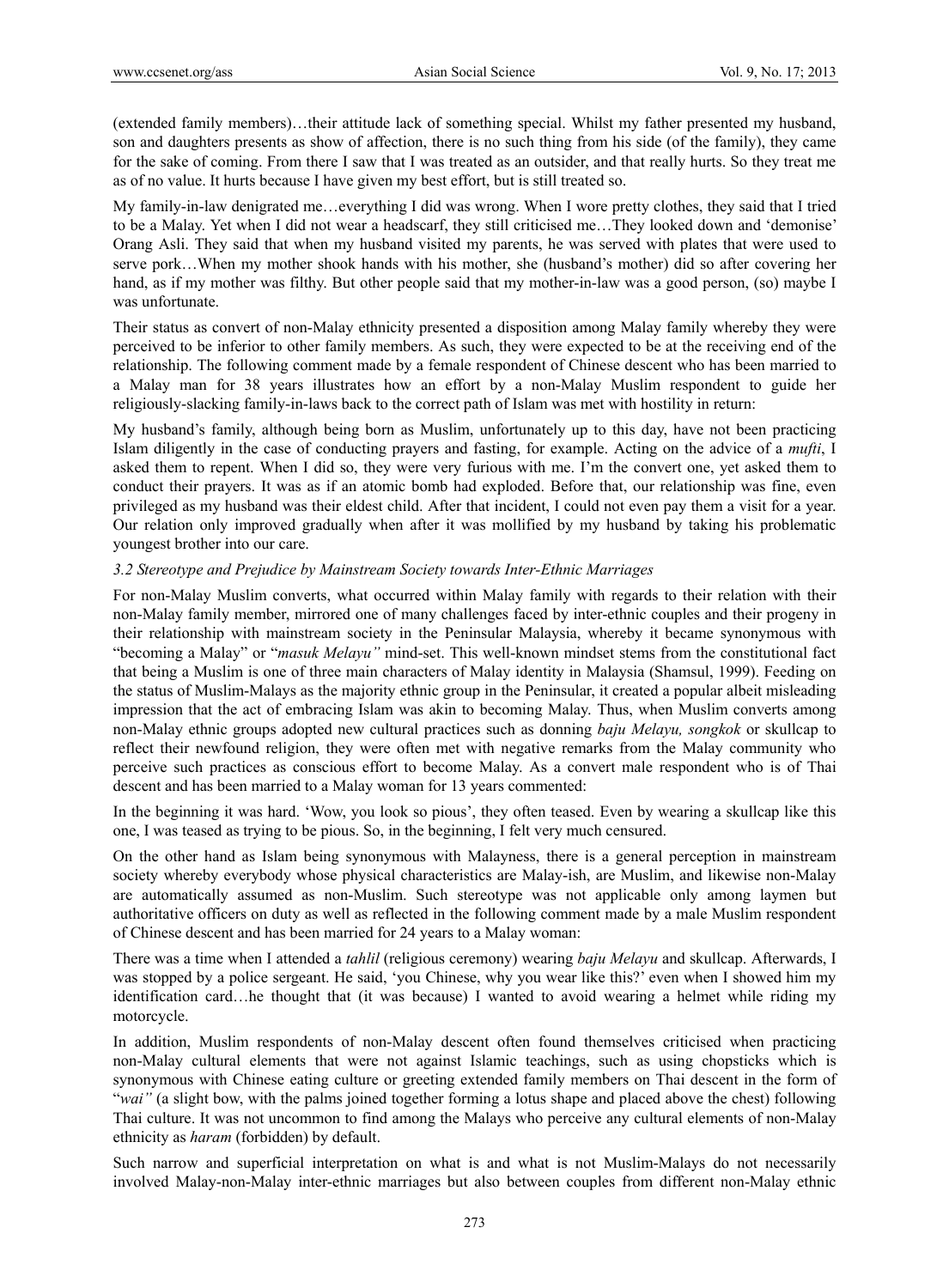(extended family members)…their attitude lack of something special. Whilst my father presented my husband, son and daughters presents as show of affection, there is no such thing from his side (of the family), they came for the sake of coming. From there I saw that I was treated as an outsider, and that really hurts. So they treat me as of no value. It hurts because I have given my best effort, but is still treated so.

My family-in-law denigrated me…everything I did was wrong. When I wore pretty clothes, they said that I tried to be a Malay. Yet when I did not wear a headscarf, they still criticised me…They looked down and 'demonise' Orang Asli. They said that when my husband visited my parents, he was served with plates that were used to serve pork…When my mother shook hands with his mother, she (husband's mother) did so after covering her hand, as if my mother was filthy. But other people said that my mother-in-law was a good person, (so) maybe I was unfortunate.

Their status as convert of non-Malay ethnicity presented a disposition among Malay family whereby they were perceived to be inferior to other family members. As such, they were expected to be at the receiving end of the relationship. The following comment made by a female respondent of Chinese descent who has been married to a Malay man for 38 years illustrates how an effort by a non-Malay Muslim respondent to guide her religiously-slacking family-in-laws back to the correct path of Islam was met with hostility in return:

My husband's family, although being born as Muslim, unfortunately up to this day, have not been practicing Islam diligently in the case of conducting prayers and fasting, for example. Acting on the advice of a *mufti*, I asked them to repent. When I did so, they were very furious with me. I'm the convert one, yet asked them to conduct their prayers. It was as if an atomic bomb had exploded. Before that, our relationship was fine, even privileged as my husband was their eldest child. After that incident, I could not even pay them a visit for a year. Our relation only improved gradually when after it was mollified by my husband by taking his problematic youngest brother into our care.

### *3.2 Stereotype and Prejudice by Mainstream Society towards Inter-Ethnic Marriages*

For non-Malay Muslim converts, what occurred within Malay family with regards to their relation with their non-Malay family member, mirrored one of many challenges faced by inter-ethnic couples and their progeny in their relationship with mainstream society in the Peninsular Malaysia, whereby it became synonymous with "becoming a Malay" or "*masuk Melayu"* mind-set. This well-known mindset stems from the constitutional fact that being a Muslim is one of three main characters of Malay identity in Malaysia (Shamsul, 1999). Feeding on the status of Muslim-Malays as the majority ethnic group in the Peninsular, it created a popular albeit misleading impression that the act of embracing Islam was akin to becoming Malay. Thus, when Muslim converts among non-Malay ethnic groups adopted new cultural practices such as donning *baju Melayu, songkok* or skullcap to reflect their newfound religion, they were often met with negative remarks from the Malay community who perceive such practices as conscious effort to become Malay. As a convert male respondent who is of Thai descent and has been married to a Malay woman for 13 years commented:

In the beginning it was hard. 'Wow, you look so pious', they often teased. Even by wearing a skullcap like this one, I was teased as trying to be pious. So, in the beginning, I felt very much censured.

On the other hand as Islam being synonymous with Malayness, there is a general perception in mainstream society whereby everybody whose physical characteristics are Malay-ish, are Muslim, and likewise non-Malay are automatically assumed as non-Muslim. Such stereotype was not applicable only among laymen but authoritative officers on duty as well as reflected in the following comment made by a male Muslim respondent of Chinese descent and has been married for 24 years to a Malay woman:

There was a time when I attended a *tahlil* (religious ceremony) wearing *baju Melayu* and skullcap. Afterwards, I was stopped by a police sergeant. He said, 'you Chinese, why you wear like this?' even when I showed him my identification card…he thought that (it was because) I wanted to avoid wearing a helmet while riding my motorcycle.

In addition, Muslim respondents of non-Malay descent often found themselves criticised when practicing non-Malay cultural elements that were not against Islamic teachings, such as using chopsticks which is synonymous with Chinese eating culture or greeting extended family members on Thai descent in the form of "*wai"* (a slight bow, with the palms joined together forming a lotus shape and placed above the chest) following Thai culture. It was not uncommon to find among the Malays who perceive any cultural elements of non-Malay ethnicity as *haram* (forbidden) by default.

Such narrow and superficial interpretation on what is and what is not Muslim-Malays do not necessarily involved Malay-non-Malay inter-ethnic marriages but also between couples from different non-Malay ethnic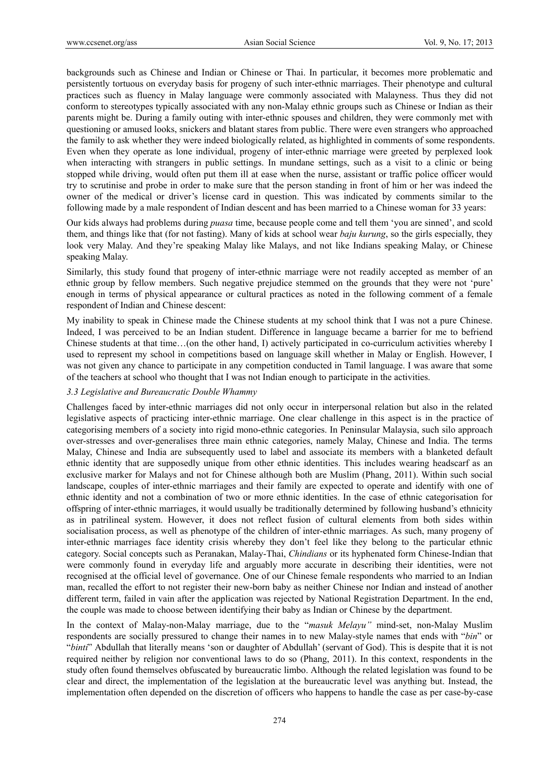backgrounds such as Chinese and Indian or Chinese or Thai. In particular, it becomes more problematic and persistently tortuous on everyday basis for progeny of such inter-ethnic marriages. Their phenotype and cultural practices such as fluency in Malay language were commonly associated with Malayness. Thus they did not conform to stereotypes typically associated with any non-Malay ethnic groups such as Chinese or Indian as their parents might be. During a family outing with inter-ethnic spouses and children, they were commonly met with questioning or amused looks, snickers and blatant stares from public. There were even strangers who approached the family to ask whether they were indeed biologically related, as highlighted in comments of some respondents. Even when they operate as lone individual, progeny of inter-ethnic marriage were greeted by perplexed look when interacting with strangers in public settings. In mundane settings, such as a visit to a clinic or being stopped while driving, would often put them ill at ease when the nurse, assistant or traffic police officer would try to scrutinise and probe in order to make sure that the person standing in front of him or her was indeed the owner of the medical or driver's license card in question. This was indicated by comments similar to the following made by a male respondent of Indian descent and has been married to a Chinese woman for 33 years:

Our kids always had problems during *puasa* time, because people come and tell them 'you are sinned', and scold them, and things like that (for not fasting). Many of kids at school wear *baju kurung*, so the girls especially, they look very Malay. And they're speaking Malay like Malays, and not like Indians speaking Malay, or Chinese speaking Malay.

Similarly, this study found that progeny of inter-ethnic marriage were not readily accepted as member of an ethnic group by fellow members. Such negative prejudice stemmed on the grounds that they were not 'pure' enough in terms of physical appearance or cultural practices as noted in the following comment of a female respondent of Indian and Chinese descent:

My inability to speak in Chinese made the Chinese students at my school think that I was not a pure Chinese. Indeed, I was perceived to be an Indian student. Difference in language became a barrier for me to befriend Chinese students at that time…(on the other hand, I) actively participated in co-curriculum activities whereby I used to represent my school in competitions based on language skill whether in Malay or English. However, I was not given any chance to participate in any competition conducted in Tamil language. I was aware that some of the teachers at school who thought that I was not Indian enough to participate in the activities.

### *3.3 Legislative and Bureaucratic Double Whammy*

Challenges faced by inter-ethnic marriages did not only occur in interpersonal relation but also in the related legislative aspects of practicing inter-ethnic marriage. One clear challenge in this aspect is in the practice of categorising members of a society into rigid mono-ethnic categories. In Peninsular Malaysia, such silo approach over-stresses and over-generalises three main ethnic categories, namely Malay, Chinese and India. The terms Malay, Chinese and India are subsequently used to label and associate its members with a blanketed default ethnic identity that are supposedly unique from other ethnic identities. This includes wearing headscarf as an exclusive marker for Malays and not for Chinese although both are Muslim (Phang, 2011). Within such social landscape, couples of inter-ethnic marriages and their family are expected to operate and identify with one of ethnic identity and not a combination of two or more ethnic identities. In the case of ethnic categorisation for offspring of inter-ethnic marriages, it would usually be traditionally determined by following husband's ethnicity as in patrilineal system. However, it does not reflect fusion of cultural elements from both sides within socialisation process, as well as phenotype of the children of inter-ethnic marriages. As such, many progeny of inter-ethnic marriages face identity crisis whereby they don't feel like they belong to the particular ethnic category. Social concepts such as Peranakan, Malay-Thai, *Chindians* or its hyphenated form Chinese-Indian that were commonly found in everyday life and arguably more accurate in describing their identities, were not recognised at the official level of governance. One of our Chinese female respondents who married to an Indian man, recalled the effort to not register their new-born baby as neither Chinese nor Indian and instead of another different term, failed in vain after the application was rejected by National Registration Department. In the end, the couple was made to choose between identifying their baby as Indian or Chinese by the department.

In the context of Malay-non-Malay marriage, due to the "*masuk Melayu"* mind-set, non-Malay Muslim respondents are socially pressured to change their names in to new Malay-style names that ends with "*bin*" or "*binti*" Abdullah that literally means 'son or daughter of Abdullah' (servant of God). This is despite that it is not required neither by religion nor conventional laws to do so (Phang, 2011). In this context, respondents in the study often found themselves obfuscated by bureaucratic limbo. Although the related legislation was found to be clear and direct, the implementation of the legislation at the bureaucratic level was anything but. Instead, the implementation often depended on the discretion of officers who happens to handle the case as per case-by-case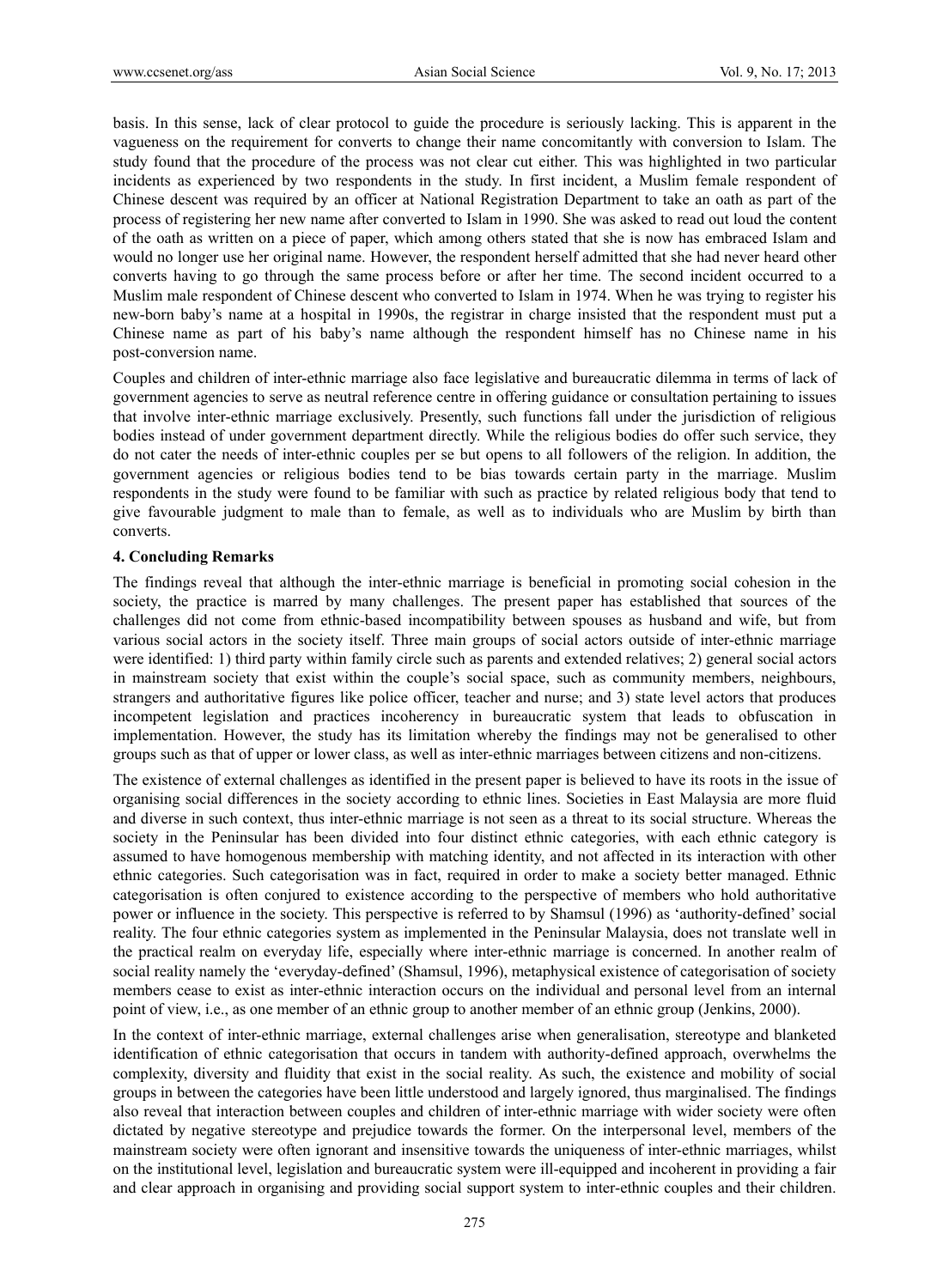basis. In this sense, lack of clear protocol to guide the procedure is seriously lacking. This is apparent in the vagueness on the requirement for converts to change their name concomitantly with conversion to Islam. The study found that the procedure of the process was not clear cut either. This was highlighted in two particular incidents as experienced by two respondents in the study. In first incident, a Muslim female respondent of Chinese descent was required by an officer at National Registration Department to take an oath as part of the process of registering her new name after converted to Islam in 1990. She was asked to read out loud the content of the oath as written on a piece of paper, which among others stated that she is now has embraced Islam and would no longer use her original name. However, the respondent herself admitted that she had never heard other converts having to go through the same process before or after her time. The second incident occurred to a Muslim male respondent of Chinese descent who converted to Islam in 1974. When he was trying to register his new-born baby's name at a hospital in 1990s, the registrar in charge insisted that the respondent must put a Chinese name as part of his baby's name although the respondent himself has no Chinese name in his post-conversion name.

Couples and children of inter-ethnic marriage also face legislative and bureaucratic dilemma in terms of lack of government agencies to serve as neutral reference centre in offering guidance or consultation pertaining to issues that involve inter-ethnic marriage exclusively. Presently, such functions fall under the jurisdiction of religious bodies instead of under government department directly. While the religious bodies do offer such service, they do not cater the needs of inter-ethnic couples per se but opens to all followers of the religion. In addition, the government agencies or religious bodies tend to be bias towards certain party in the marriage. Muslim respondents in the study were found to be familiar with such as practice by related religious body that tend to give favourable judgment to male than to female, as well as to individuals who are Muslim by birth than converts.

## 4. Concluding Remarks

The findings reveal that although the inter-ethnic marriage is beneficial in promoting social cohesion in the society, the practice is marred by many challenges. The present paper has established that sources of the challenges did not come from ethnic-based incompatibility between spouses as husband and wife, but from various social actors in the society itself. Three main groups of social actors outside of inter-ethnic marriage were identified: 1) third party within family circle such as parents and extended relatives; 2) general social actors in mainstream society that exist within the couple's social space, such as community members, neighbours, strangers and authoritative figures like police officer, teacher and nurse; and 3) state level actors that produces incompetent legislation and practices incoherency in bureaucratic system that leads to obfuscation in implementation. However, the study has its limitation whereby the findings may not be generalised to other groups such as that of upper or lower class, as well as inter-ethnic marriages between citizens and non-citizens.

The existence of external challenges as identified in the present paper is believed to have its roots in the issue of organising social differences in the society according to ethnic lines. Societies in East Malaysia are more fluid and diverse in such context, thus inter-ethnic marriage is not seen as a threat to its social structure. Whereas the society in the Peninsular has been divided into four distinct ethnic categories, with each ethnic category is assumed to have homogenous membership with matching identity, and not affected in its interaction with other ethnic categories. Such categorisation was in fact, required in order to make a society better managed. Ethnic categorisation is often conjured to existence according to the perspective of members who hold authoritative power or influence in the society. This perspective is referred to by Shamsul (1996) as 'authority-defined' social reality. The four ethnic categories system as implemented in the Peninsular Malaysia, does not translate well in the practical realm on everyday life, especially where inter-ethnic marriage is concerned. In another realm of social reality namely the 'everyday-defined' (Shamsul, 1996), metaphysical existence of categorisation of society members cease to exist as inter-ethnic interaction occurs on the individual and personal level from an internal point of view, i.e., as one member of an ethnic group to another member of an ethnic group (Jenkins, 2000).

In the context of inter-ethnic marriage, external challenges arise when generalisation, stereotype and blanketed identification of ethnic categorisation that occurs in tandem with authority-defined approach, overwhelms the complexity, diversity and fluidity that exist in the social reality. As such, the existence and mobility of social groups in between the categories have been little understood and largely ignored, thus marginalised. The findings also reveal that interaction between couples and children of inter-ethnic marriage with wider society were often dictated by negative stereotype and prejudice towards the former. On the interpersonal level, members of the mainstream society were often ignorant and insensitive towards the uniqueness of inter-ethnic marriages, whilst on the institutional level, legislation and bureaucratic system were ill-equipped and incoherent in providing a fair and clear approach in organising and providing social support system to inter-ethnic couples and their children.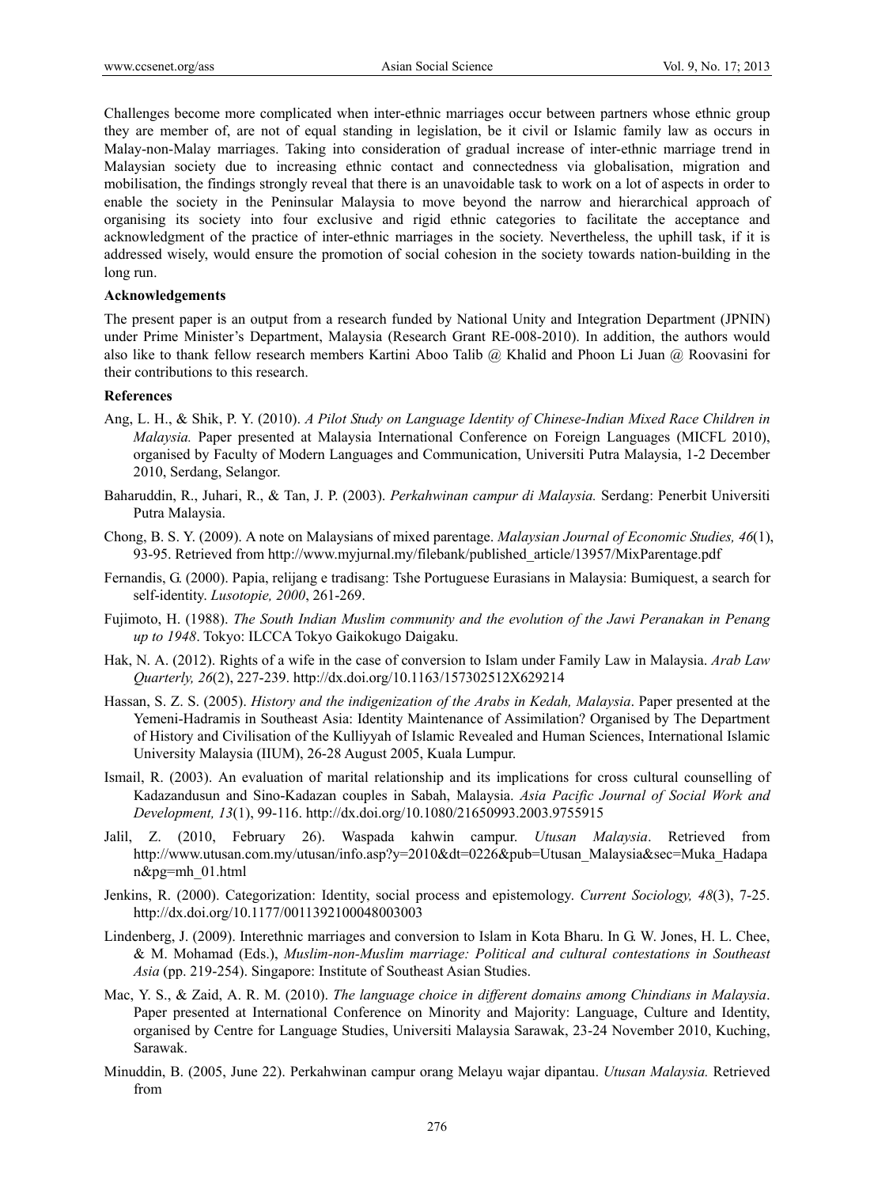Challenges become more complicated when inter-ethnic marriages occur between partners whose ethnic group they are member of, are not of equal standing in legislation, be it civil or Islamic family law as occurs in Malay-non-Malay marriages. Taking into consideration of gradual increase of inter-ethnic marriage trend in Malaysian society due to increasing ethnic contact and connectedness via globalisation, migration and mobilisation, the findings strongly reveal that there is an unavoidable task to work on a lot of aspects in order to enable the society in the Peninsular Malaysia to move beyond the narrow and hierarchical approach of organising its society into four exclusive and rigid ethnic categories to facilitate the acceptance and acknowledgment of the practice of inter-ethnic marriages in the society. Nevertheless, the uphill task, if it is addressed wisely, would ensure the promotion of social cohesion in the society towards nation-building in the long run.

**Acknowledgements**

The present paper is an output from a research funded by National Unity and Integration Department (JPNIN) under Prime Minister's Department, Malaysia (Research Grant RE-008-2010). In addition, the authors would also like to thank fellow research members Kartini Aboo Talib @ Khalid and Phoon Li Juan @ Roovasini for their contributions to this research.

**References**

Ang, L. H., & Shik, P. Y. (2010). *A Pilot Study on Language Identity of Chinese-Indian Mixed Race Children in Malaysia.* Paper presented at Malaysia International Conference on Foreign Languages (MICFL 2010), organised by Faculty of Modern Languages and Communication, Universiti Putra Malaysia, 1-2 December 2010, Serdang, Selangor.

Baharuddin, R., Juhari, R., & Tan, J. P. (2003). *Perkahwinan campur di Malaysia.* Serdang: Penerbit Universiti Putra Malaysia.

Chong, B. S. Y. (2009). A note on Malaysians of mixed parentage. *Malaysian Journal of Economic Studies, 46*(1), 93-95. Retrieved from http://www.myjurnal.my/filebank/published_article/13957/MixParentage.pdf

Fernandis, G. (2000). Papia, relijang e tradisang: Tshe Portuguese Eurasians in Malaysia: Bumiquest, a search for self-identity. *Lusotopie, 2000*, 261-269.

Fujimoto, H. (1988). *The South Indian Muslim community and the evolution of the Jawi Peranakan in Penang up to 1948*. Tokyo: ILCCA Tokyo Gaikokugo Daigaku.

Hak, N. A. (2012). Rights of a wife in the case of conversion to Islam under Family Law in Malaysia. *Arab Law Quarterly, 26*(2), 227-239. http://dx.doi.org/10.1163/157302512X629214

Hassan, S. Z. S. (2005). *History and the indigenization of the Arabs in Kedah, Malaysia*. Paper presented at the Yemeni-Hadramis in Southeast Asia: Identity Maintenance of Assimilation? Organised by The Department of History and Civilisation of the Kulliyyah of Islamic Revealed and Human Sciences, International Islamic University Malaysia (IIUM), 26-28 August 2005, Kuala Lumpur.

Ismail, R. (2003). An evaluation of marital relationship and its implications for cross cultural counselling of Kadazandusun and Sino-Kadazan couples in Sabah, Malaysia. *Asia Pacific Journal of Social Work and Development, 13*(1), 99-116. http://dx.doi.org/10.1080/21650993.2003.9755915

Jalil, Z. (2010, February 26). Waspada kahwin campur. *Utusan Malaysia*. Retrieved from http://www.utusan.com.my/utusan/info.asp?y=2010&dt=0226&pub=Utusan_Malaysia&sec=Muka_Hadapan&pg=mh_01.html

Jenkins, R. (2000). Categorization: Identity, social process and epistemology. *Current Sociology, 48*(3), 7-25. http://dx.doi.org/10.1177/0011392100048003003

Lindenberg, J. (2009). Interethnic marriages and conversion to Islam in Kota Bharu. In G. W. Jones, H. L. Chee, & M. Mohamad (Eds.), *Muslim-non-Muslim marriage: Political and cultural contestations in Southeast Asia* (pp. 219-254). Singapore: Institute of Southeast Asian Studies.

Mac, Y. S., & Zaid, A. R. M. (2010). *The language choice in different domains among Chindians in Malaysia*. Paper presented at International Conference on Minority and Majority: Language, Culture and Identity, organised by Centre for Language Studies, Universiti Malaysia Sarawak, 23-24 November 2010, Kuching, Sarawak.

Minuddin, B. (2005, June 22). Perkahwinan campur orang Melayu wajar dipantau. *Utusan Malaysia.* Retrieved from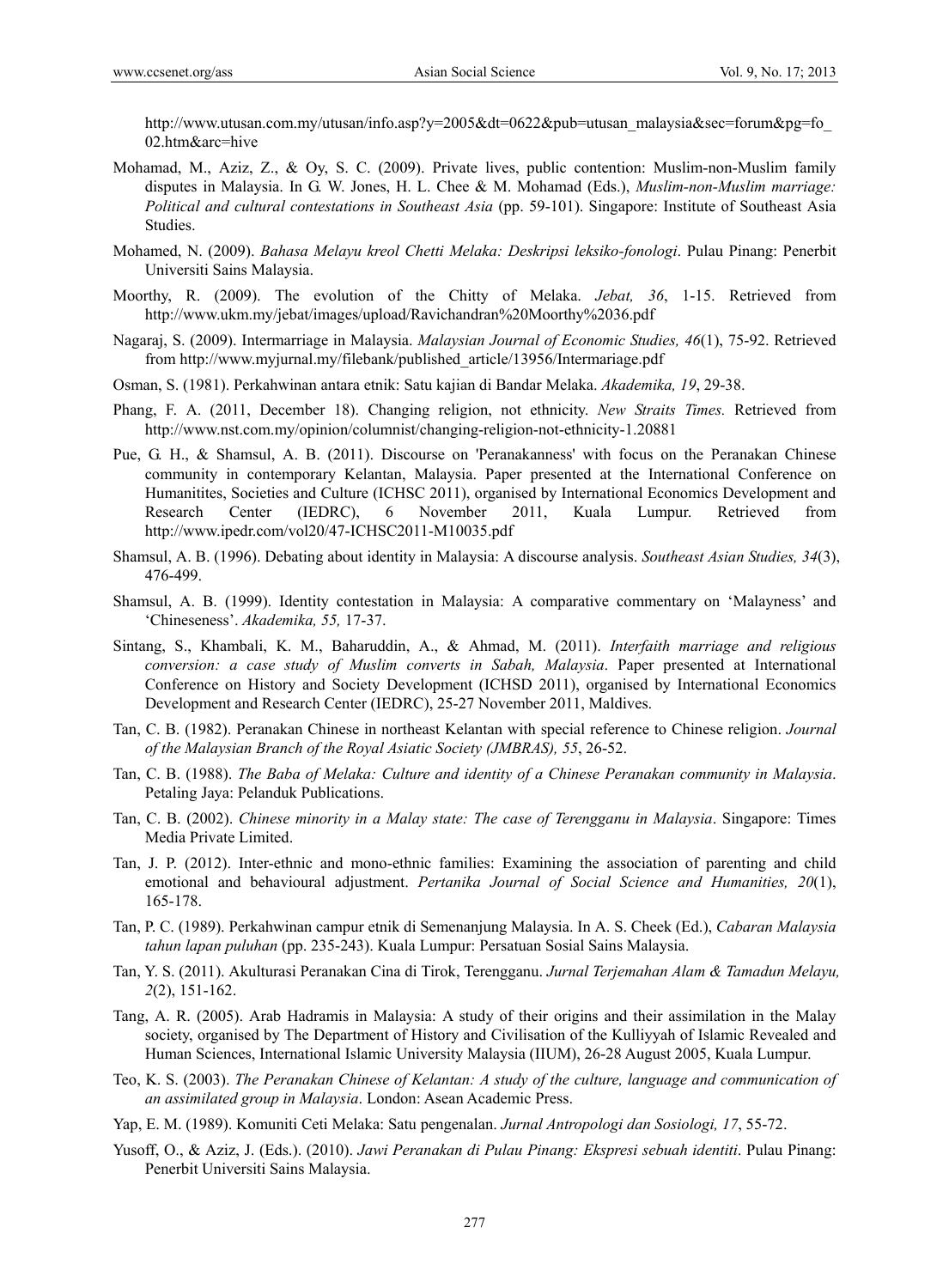http://www.utusan.com.my/utusan/info.asp?y=2005&dt=0622&pub=utusan_malaysia&sec=forum&pg=fo_02.htm&arc=hive

Mohamad, M., Aziz, Z., & Oy, S. C. (2009). Private lives, public contention: Muslim-non-Muslim family disputes in Malaysia. In G. W. Jones, H. L. Chee & M. Mohamad (Eds.), *Muslim-non-Muslim marriage: Political and cultural contestations in Southeast Asia* (pp. 59-101). Singapore: Institute of Southeast Asia Studies.

Mohamed, N. (2009). *Bahasa Melayu kreol Chetti Melaka: Deskripsi leksiko-fonologi*. Pulau Pinang: Penerbit Universiti Sains Malaysia.

Moorthy, R. (2009). The evolution of the Chitty of Melaka. *Jebat, 36*, 1-15. Retrieved from http://www.ukm.my/jebat/images/upload/Ravichandran%20Moorthy%2036.pdf

Nagaraj, S. (2009). Intermarriage in Malaysia. *Malaysian Journal of Economic Studies, 46*(1), 75-92. Retrieved from http://www.myjurnal.my/filebank/published_article/13956/Intermariage.pdf

Osman, S. (1981). Perkahwinan antara etnik: Satu kajian di Bandar Melaka. *Akademika, 19*, 29-38.

Phang, F. A. (2011, December 18). Changing religion, not ethnicity. *New Straits Times.* Retrieved from http://www.nst.com.my/opinion/columnist/changing-religion-not-ethnicity-1.20881

Pue, G. H., & Shamsul, A. B. (2011). Discourse on 'Peranakanness' with focus on the Peranakan Chinese community in contemporary Kelantan, Malaysia. Paper presented at the International Conference on Humanitites, Societies and Culture (ICHSC 2011), organised by International Economics Development and Research Center (IEDRC), 6 November 2011, Kuala Lumpur. Retrieved from http://www.ipedr.com/vol20/47-ICHSC2011-M10035.pdf

Shamsul, A. B. (1996). Debating about identity in Malaysia: A discourse analysis. *Southeast Asian Studies, 34*(3), 476-499.

Shamsul, A. B. (1999). Identity contestation in Malaysia: A comparative commentary on 'Malayness' and 'Chineseness'. *Akademika, 55,* 17-37.

Sintang, S., Khambali, K. M., Baharuddin, A., & Ahmad, M. (2011). *Interfaith marriage and religious conversion: a case study of Muslim converts in Sabah, Malaysia*. Paper presented at International Conference on History and Society Development (ICHSD 2011), organised by International Economics Development and Research Center (IEDRC), 25-27 November 2011, Maldives.

Tan, C. B. (1982). Peranakan Chinese in northeast Kelantan with special reference to Chinese religion. *Journal of the Malaysian Branch of the Royal Asiatic Society (JMBRAS), 55*, 26-52.

Tan, C. B. (1988). *The Baba of Melaka: Culture and identity of a Chinese Peranakan community in Malaysia*. Petaling Jaya: Pelanduk Publications.

Tan, C. B. (2002). *Chinese minority in a Malay state: The case of Terengganu in Malaysia*. Singapore: Times Media Private Limited.

Tan, J. P. (2012). Inter-ethnic and mono-ethnic families: Examining the association of parenting and child emotional and behavioural adjustment. *Pertanika Journal of Social Science and Humanities, 20*(1), 165-178.

Tan, P. C. (1989). Perkahwinan campur etnik di Semenanjung Malaysia. In A. S. Cheek (Ed.), *Cabaran Malaysia tahun lapan puluhan* (pp. 235-243). Kuala Lumpur: Persatuan Sosial Sains Malaysia.

Tan, Y. S. (2011). Akulturasi Peranakan Cina di Tirok, Terengganu. *Jurnal Terjemahan Alam & Tamadun Melayu, 2*(2), 151-162.

Tang, A. R. (2005). Arab Hadramis in Malaysia: A study of their origins and their assimilation in the Malay society, organised by The Department of History and Civilisation of the Kulliyyah of Islamic Revealed and Human Sciences, International Islamic University Malaysia (IIUM), 26-28 August 2005, Kuala Lumpur.

Teo, K. S. (2003). *The Peranakan Chinese of Kelantan: A study of the culture, language and communication of an assimilated group in Malaysia*. London: Asean Academic Press.

Yap, E. M. (1989). Komuniti Ceti Melaka: Satu pengenalan. *Jurnal Antropologi dan Sosiologi, 17*, 55-72.

Yusoff, O., & Aziz, J. (Eds.). (2010). *Jawi Peranakan di Pulau Pinang: Ekspresi sebuah identiti*. Pulau Pinang: Penerbit Universiti Sains Malaysia.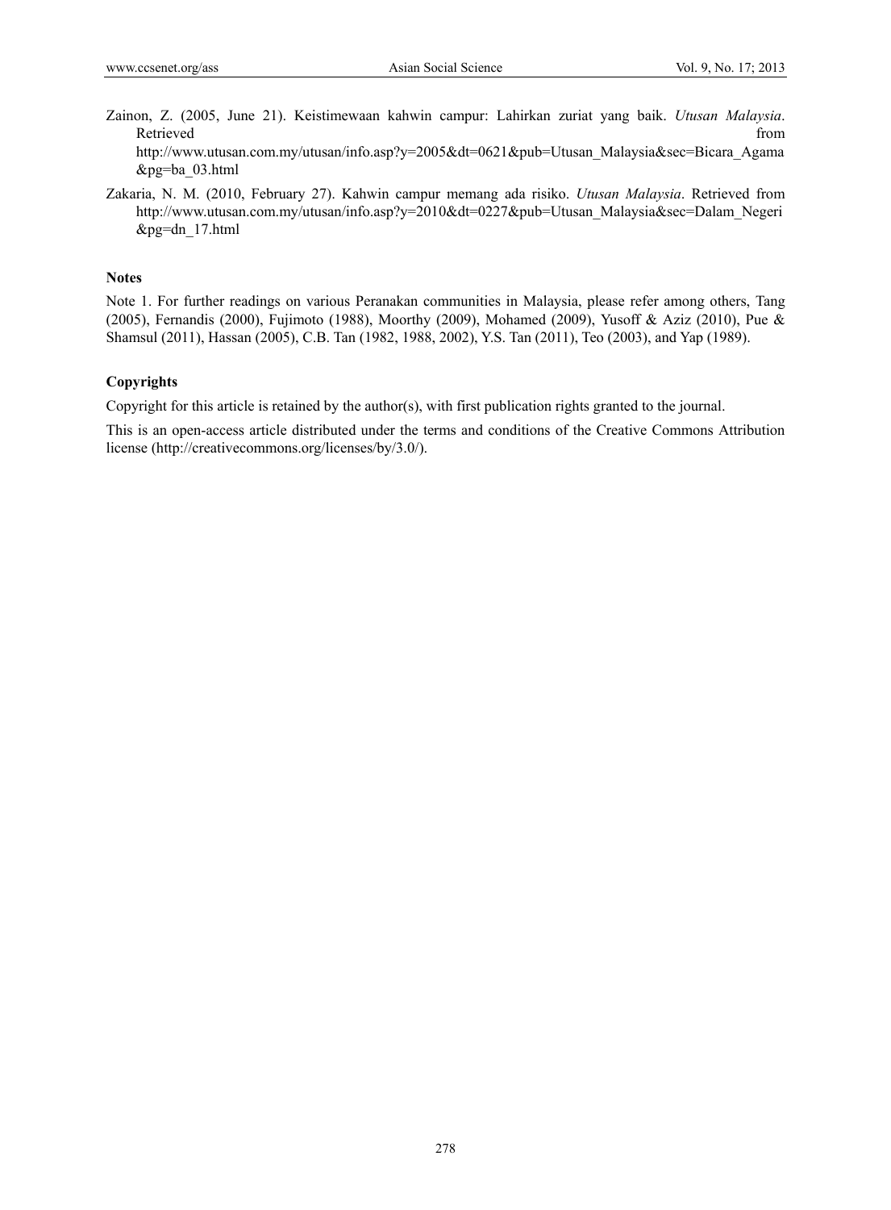Zainon, Z. (2005, June 21). Keistimewaan kahwin campur: Lahirkan zuriat yang baik. *Utusan Malaysia*. Retrieved from http://www.utusan.com.my/utusan/info.asp?y=2005&dt=0621&pub=Utusan_Malaysia&sec=Bicara_Agama&pg=ba_03.html

Zakaria, N. M. (2010, February 27). Kahwin campur memang ada risiko. *Utusan Malaysia*. Retrieved from http://www.utusan.com.my/utusan/info.asp?y=2010&dt=0227&pub=Utusan_Malaysia&sec=Dalam_Negeri&pg=dn_17.html

## Notes

Note 1. For further readings on various Peranakan communities in Malaysia, please refer among others, Tang (2005), Fernandis (2000), Fujimoto (1988), Moorthy (2009), Mohamed (2009), Yusoff & Aziz (2010), Pue & Shamsul (2011), Hassan (2005), C.B. Tan (1982, 1988, 2002), Y.S. Tan (2011), Teo (2003), and Yap (1989).

## Copyrights

Copyright for this article is retained by the author(s), with first publication rights granted to the journal.

This is an open-access article distributed under the terms and conditions of the Creative Commons Attribution license (http://creativecommons.org/licenses/by/3.0/).